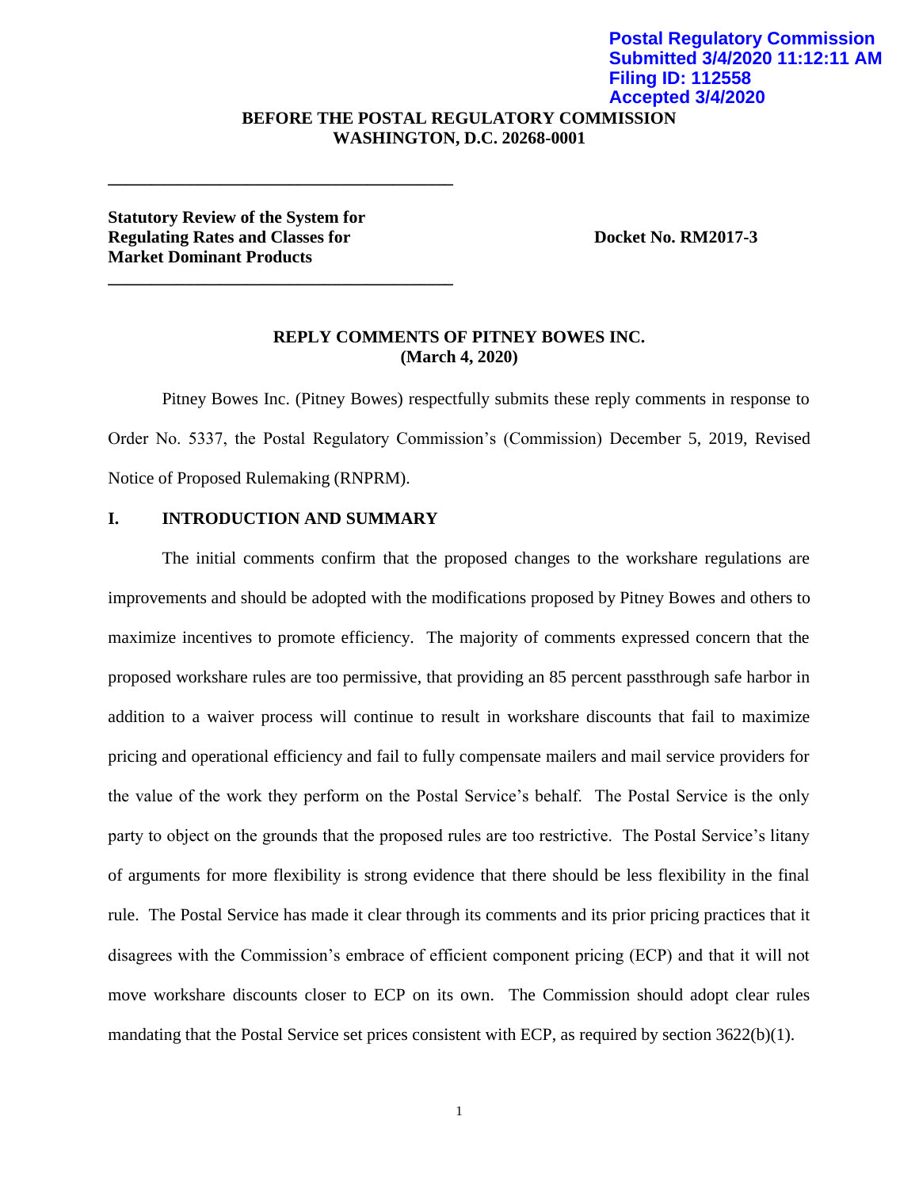Postal Regulatory Commission
Submitted 3/4/2020 11:12:11 AM
Filing ID: 112558
Accepted 3/4/2020

**BEFORE THE POSTAL REGULATORY COMMISSION**
**WASHINGTON, D.C. 20268-0001**

---

**Statutory Review of the System for Regulating Rates and Classes for Market Dominant Products** — **Docket No. RM2017-3**

---

**REPLY COMMENTS OF PITNEY BOWES INC.**
**(March 4, 2020)**

Pitney Bowes Inc. (Pitney Bowes) respectfully submits these reply comments in response to Order No. 5337, the Postal Regulatory Commission's (Commission) December 5, 2019, Revised Notice of Proposed Rulemaking (RNPRM).

## I. INTRODUCTION AND SUMMARY

The initial comments confirm that the proposed changes to the workshare regulations are improvements and should be adopted with the modifications proposed by Pitney Bowes and others to maximize incentives to promote efficiency. The majority of comments expressed concern that the proposed workshare rules are too permissive, that providing an 85 percent passthrough safe harbor in addition to a waiver process will continue to result in workshare discounts that fail to maximize pricing and operational efficiency and fail to fully compensate mailers and mail service providers for the value of the work they perform on the Postal Service's behalf. The Postal Service is the only party to object on the grounds that the proposed rules are too restrictive. The Postal Service's litany of arguments for more flexibility is strong evidence that there should be less flexibility in the final rule. The Postal Service has made it clear through its comments and its prior pricing practices that it disagrees with the Commission's embrace of efficient component pricing (ECP) and that it will not move workshare discounts closer to ECP on its own. The Commission should adopt clear rules mandating that the Postal Service set prices consistent with ECP, as required by section 3622(b)(1).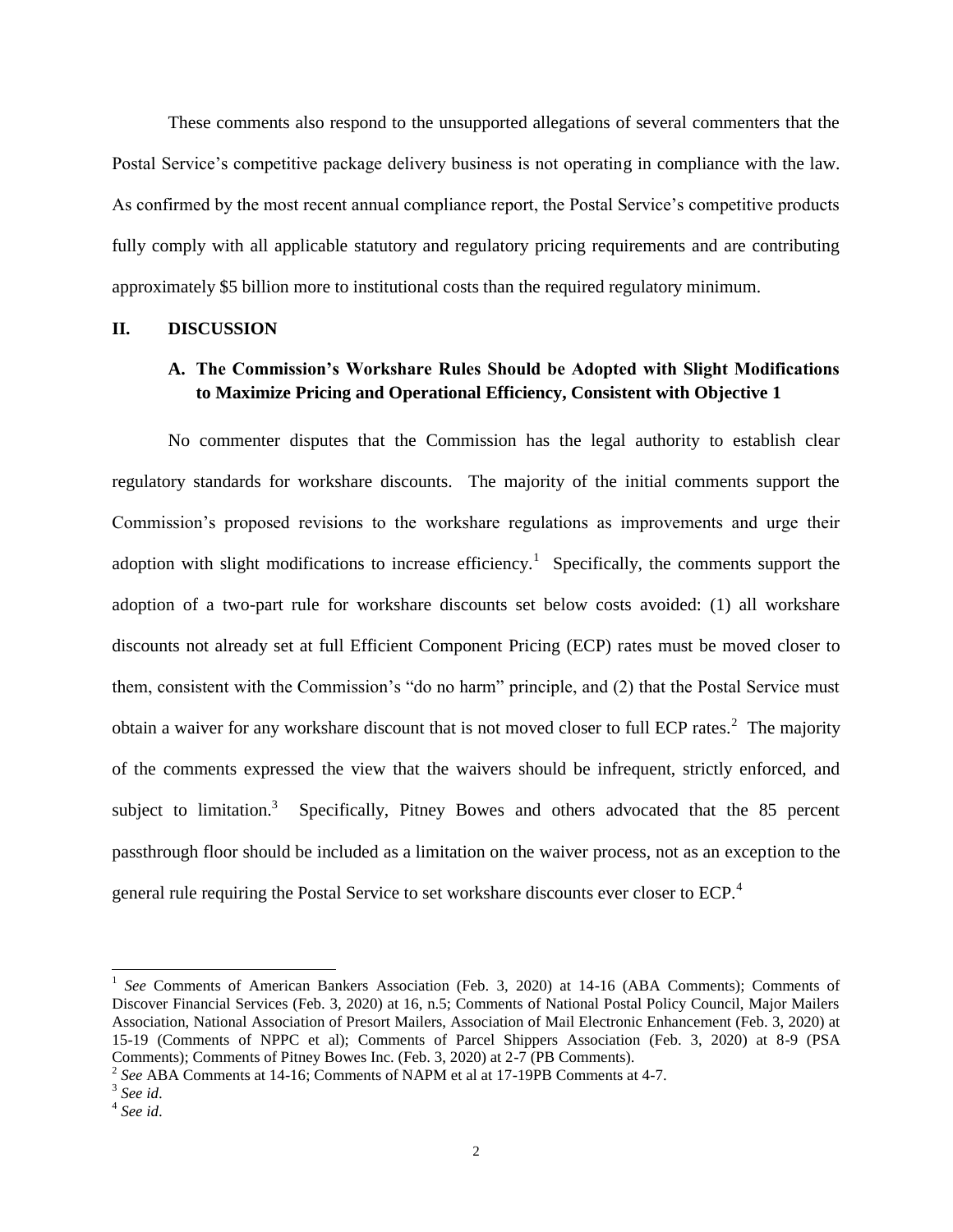These comments also respond to the unsupported allegations of several commenters that the Postal Service's competitive package delivery business is not operating in compliance with the law. As confirmed by the most recent annual compliance report, the Postal Service's competitive products fully comply with all applicable statutory and regulatory pricing requirements and are contributing approximately $5 billion more to institutional costs than the required regulatory minimum.

## II. DISCUSSION

### A. The Commission's Workshare Rules Should be Adopted with Slight Modifications to Maximize Pricing and Operational Efficiency, Consistent with Objective 1

No commenter disputes that the Commission has the legal authority to establish clear regulatory standards for workshare discounts. The majority of the initial comments support the Commission's proposed revisions to the workshare regulations as improvements and urge their adoption with slight modifications to increase efficiency.[1] Specifically, the comments support the adoption of a two-part rule for workshare discounts set below costs avoided: (1) all workshare discounts not already set at full Efficient Component Pricing (ECP) rates must be moved closer to them, consistent with the Commission's "do no harm" principle, and (2) that the Postal Service must obtain a waiver for any workshare discount that is not moved closer to full ECP rates.[2] The majority of the comments expressed the view that the waivers should be infrequent, strictly enforced, and subject to limitation.[3] Specifically, Pitney Bowes and others advocated that the 85 percent passthrough floor should be included as a limitation on the waiver process, not as an exception to the general rule requiring the Postal Service to set workshare discounts ever closer to ECP.[4]

---

[1] *See* Comments of American Bankers Association (Feb. 3, 2020) at 14-16 (ABA Comments); Comments of Discover Financial Services (Feb. 3, 2020) at 16, n.5; Comments of National Postal Policy Council, Major Mailers Association, National Association of Presort Mailers, Association of Mail Electronic Enhancement (Feb. 3, 2020) at 15-19 (Comments of NPPC et al); Comments of Parcel Shippers Association (Feb. 3, 2020) at 8-9 (PSA Comments); Comments of Pitney Bowes Inc. (Feb. 3, 2020) at 2-7 (PB Comments).

[2] *See* ABA Comments at 14-16; Comments of NAPM et al at 17-19PB Comments at 4-7.

[3] *See id*.

[4] *See id*.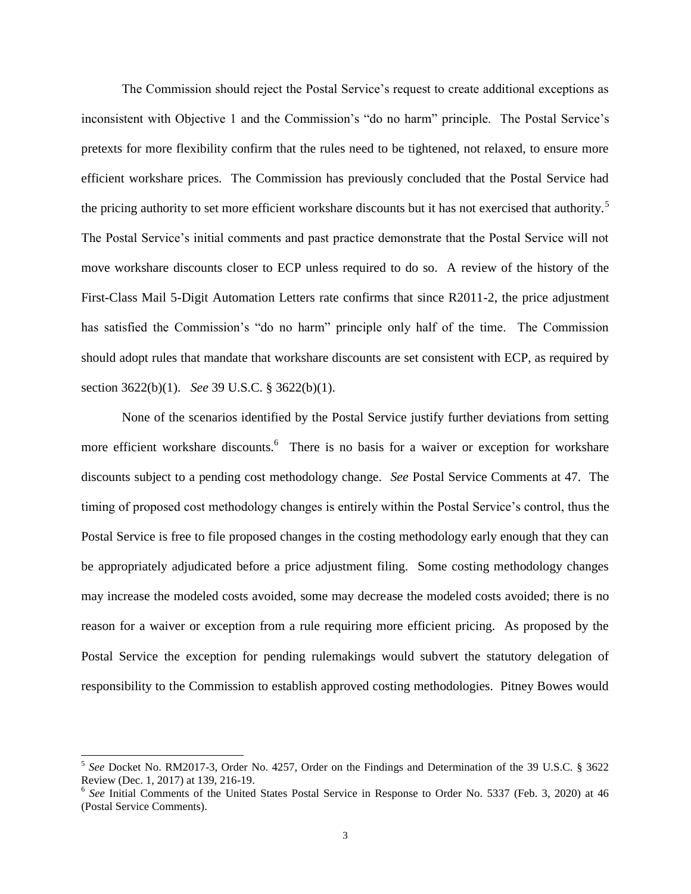The Commission should reject the Postal Service's request to create additional exceptions as inconsistent with Objective 1 and the Commission's "do no harm" principle. The Postal Service's pretexts for more flexibility confirm that the rules need to be tightened, not relaxed, to ensure more efficient workshare prices. The Commission has previously concluded that the Postal Service had the pricing authority to set more efficient workshare discounts but it has not exercised that authority.[5] The Postal Service's initial comments and past practice demonstrate that the Postal Service will not move workshare discounts closer to ECP unless required to do so. A review of the history of the First-Class Mail 5-Digit Automation Letters rate confirms that since R2011-2, the price adjustment has satisfied the Commission's "do no harm" principle only half of the time. The Commission should adopt rules that mandate that workshare discounts are set consistent with ECP, as required by section 3622(b)(1). *See* 39 U.S.C. § 3622(b)(1).

None of the scenarios identified by the Postal Service justify further deviations from setting more efficient workshare discounts.[6] There is no basis for a waiver or exception for workshare discounts subject to a pending cost methodology change. *See* Postal Service Comments at 47. The timing of proposed cost methodology changes is entirely within the Postal Service's control, thus the Postal Service is free to file proposed changes in the costing methodology early enough that they can be appropriately adjudicated before a price adjustment filing. Some costing methodology changes may increase the modeled costs avoided, some may decrease the modeled costs avoided; there is no reason for a waiver or exception from a rule requiring more efficient pricing. As proposed by the Postal Service the exception for pending rulemakings would subvert the statutory delegation of responsibility to the Commission to establish approved costing methodologies. Pitney Bowes would

---

[5] *See* Docket No. RM2017-3, Order No. 4257, Order on the Findings and Determination of the 39 U.S.C. § 3622 Review (Dec. 1, 2017) at 139, 216-19.

[6] *See* Initial Comments of the United States Postal Service in Response to Order No. 5337 (Feb. 3, 2020) at 46 (Postal Service Comments).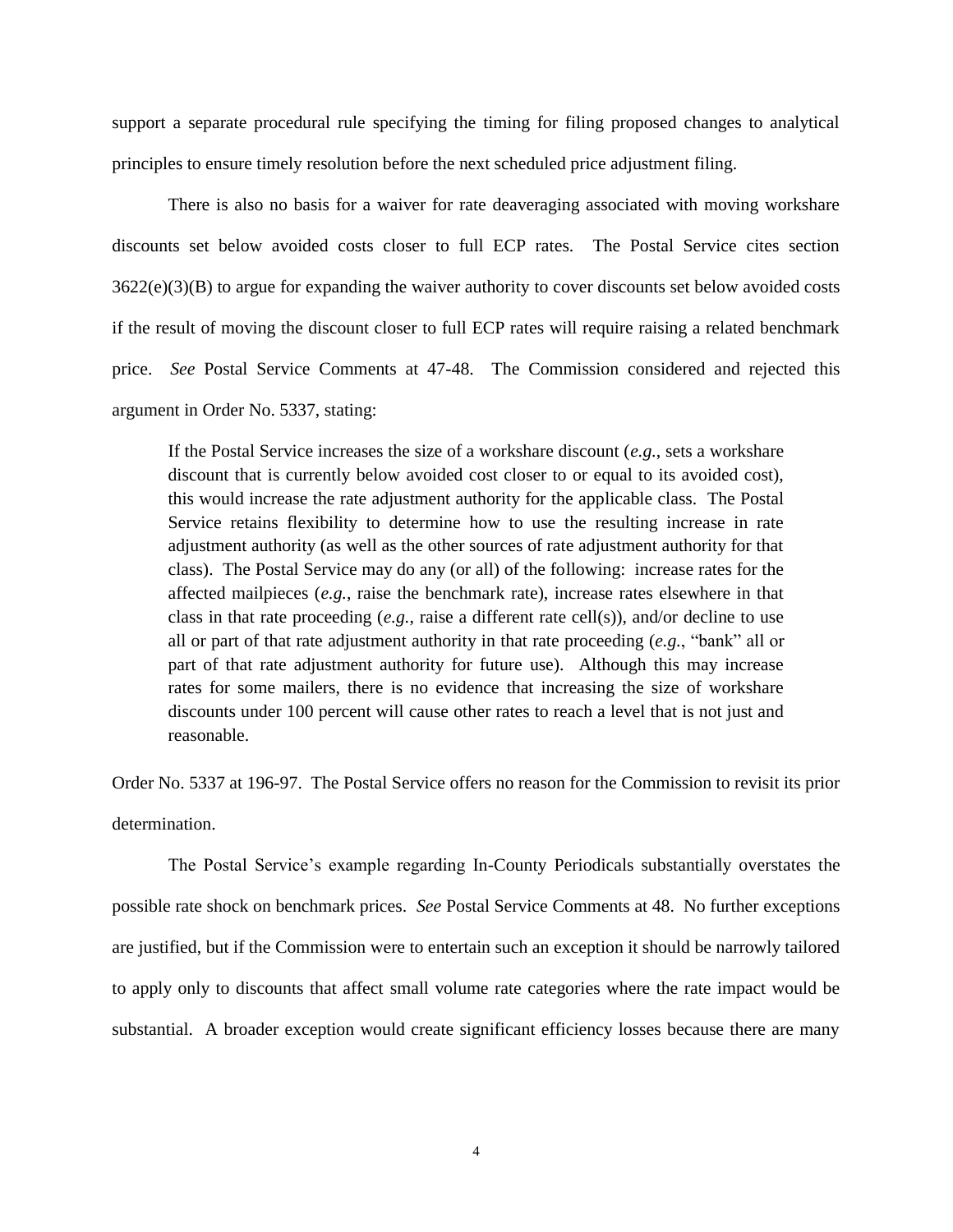support a separate procedural rule specifying the timing for filing proposed changes to analytical principles to ensure timely resolution before the next scheduled price adjustment filing.

There is also no basis for a waiver for rate deaveraging associated with moving workshare discounts set below avoided costs closer to full ECP rates. The Postal Service cites section 3622(e)(3)(B) to argue for expanding the waiver authority to cover discounts set below avoided costs if the result of moving the discount closer to full ECP rates will require raising a related benchmark price. *See* Postal Service Comments at 47-48. The Commission considered and rejected this argument in Order No. 5337, stating:

> If the Postal Service increases the size of a workshare discount (*e.g.*, sets a workshare discount that is currently below avoided cost closer to or equal to its avoided cost), this would increase the rate adjustment authority for the applicable class. The Postal Service retains flexibility to determine how to use the resulting increase in rate adjustment authority (as well as the other sources of rate adjustment authority for that class). The Postal Service may do any (or all) of the following: increase rates for the affected mailpieces (*e.g.*, raise the benchmark rate), increase rates elsewhere in that class in that rate proceeding (*e.g.*, raise a different rate cell(s)), and/or decline to use all or part of that rate adjustment authority in that rate proceeding (*e.g.*, "bank" all or part of that rate adjustment authority for future use). Although this may increase rates for some mailers, there is no evidence that increasing the size of workshare discounts under 100 percent will cause other rates to reach a level that is not just and reasonable.

Order No. 5337 at 196-97. The Postal Service offers no reason for the Commission to revisit its prior determination.

The Postal Service's example regarding In-County Periodicals substantially overstates the possible rate shock on benchmark prices. *See* Postal Service Comments at 48. No further exceptions are justified, but if the Commission were to entertain such an exception it should be narrowly tailored to apply only to discounts that affect small volume rate categories where the rate impact would be substantial. A broader exception would create significant efficiency losses because there are many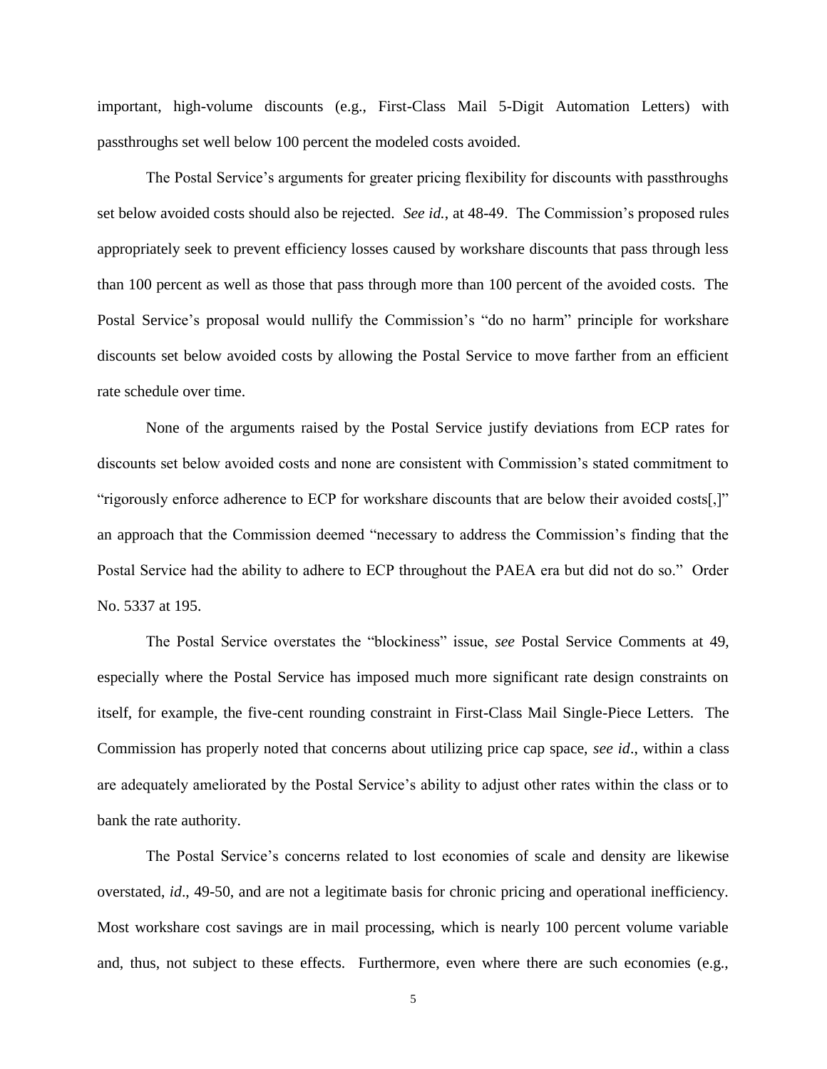important, high-volume discounts (e.g., First-Class Mail 5-Digit Automation Letters) with passthroughs set well below 100 percent the modeled costs avoided.

The Postal Service's arguments for greater pricing flexibility for discounts with passthroughs set below avoided costs should also be rejected. *See id.*, at 48-49. The Commission's proposed rules appropriately seek to prevent efficiency losses caused by workshare discounts that pass through less than 100 percent as well as those that pass through more than 100 percent of the avoided costs. The Postal Service's proposal would nullify the Commission's "do no harm" principle for workshare discounts set below avoided costs by allowing the Postal Service to move farther from an efficient rate schedule over time.

None of the arguments raised by the Postal Service justify deviations from ECP rates for discounts set below avoided costs and none are consistent with Commission's stated commitment to "rigorously enforce adherence to ECP for workshare discounts that are below their avoided costs[,]" an approach that the Commission deemed "necessary to address the Commission's finding that the Postal Service had the ability to adhere to ECP throughout the PAEA era but did not do so." Order No. 5337 at 195.

The Postal Service overstates the "blockiness" issue, *see* Postal Service Comments at 49, especially where the Postal Service has imposed much more significant rate design constraints on itself, for example, the five-cent rounding constraint in First-Class Mail Single-Piece Letters. The Commission has properly noted that concerns about utilizing price cap space, *see id*., within a class are adequately ameliorated by the Postal Service's ability to adjust other rates within the class or to bank the rate authority.

The Postal Service's concerns related to lost economies of scale and density are likewise overstated, *id*., 49-50, and are not a legitimate basis for chronic pricing and operational inefficiency. Most workshare cost savings are in mail processing, which is nearly 100 percent volume variable and, thus, not subject to these effects. Furthermore, even where there are such economies (e.g.,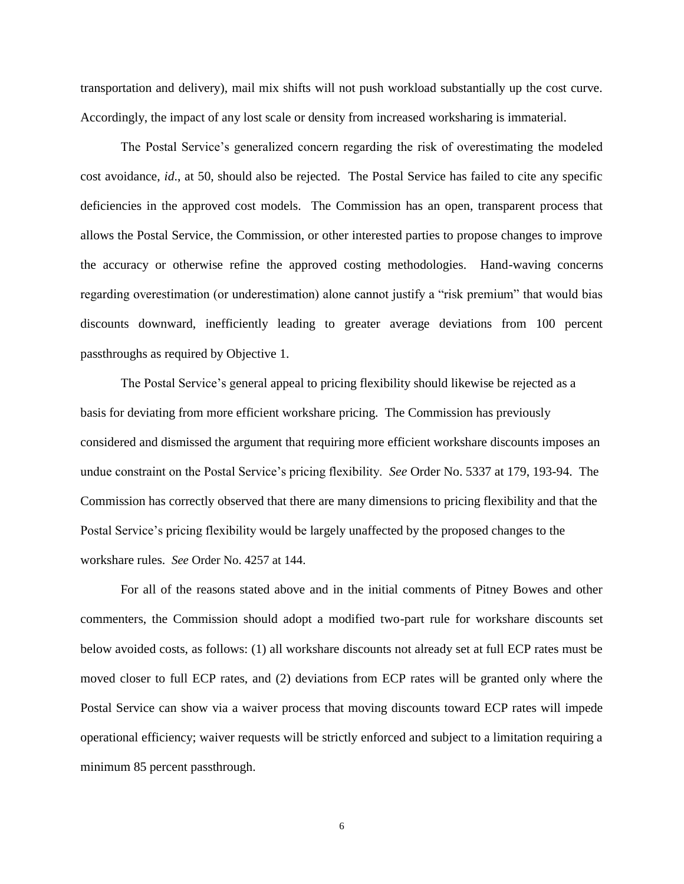transportation and delivery), mail mix shifts will not push workload substantially up the cost curve. Accordingly, the impact of any lost scale or density from increased worksharing is immaterial.

The Postal Service's generalized concern regarding the risk of overestimating the modeled cost avoidance, *id*., at 50, should also be rejected. The Postal Service has failed to cite any specific deficiencies in the approved cost models. The Commission has an open, transparent process that allows the Postal Service, the Commission, or other interested parties to propose changes to improve the accuracy or otherwise refine the approved costing methodologies. Hand-waving concerns regarding overestimation (or underestimation) alone cannot justify a "risk premium" that would bias discounts downward, inefficiently leading to greater average deviations from 100 percent passthroughs as required by Objective 1.

The Postal Service's general appeal to pricing flexibility should likewise be rejected as a basis for deviating from more efficient workshare pricing. The Commission has previously considered and dismissed the argument that requiring more efficient workshare discounts imposes an undue constraint on the Postal Service's pricing flexibility. *See* Order No. 5337 at 179, 193-94. The Commission has correctly observed that there are many dimensions to pricing flexibility and that the Postal Service's pricing flexibility would be largely unaffected by the proposed changes to the workshare rules. *See* Order No. 4257 at 144.

For all of the reasons stated above and in the initial comments of Pitney Bowes and other commenters, the Commission should adopt a modified two-part rule for workshare discounts set below avoided costs, as follows: (1) all workshare discounts not already set at full ECP rates must be moved closer to full ECP rates, and (2) deviations from ECP rates will be granted only where the Postal Service can show via a waiver process that moving discounts toward ECP rates will impede operational efficiency; waiver requests will be strictly enforced and subject to a limitation requiring a minimum 85 percent passthrough.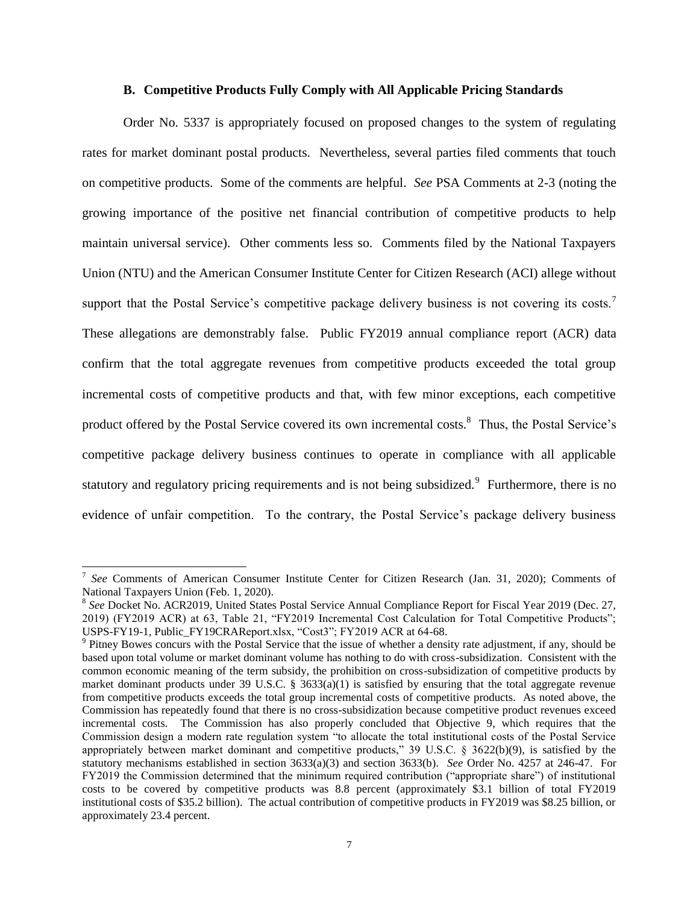### B. Competitive Products Fully Comply with All Applicable Pricing Standards

Order No. 5337 is appropriately focused on proposed changes to the system of regulating rates for market dominant postal products. Nevertheless, several parties filed comments that touch on competitive products. Some of the comments are helpful. *See* PSA Comments at 2-3 (noting the growing importance of the positive net financial contribution of competitive products to help maintain universal service). Other comments less so. Comments filed by the National Taxpayers Union (NTU) and the American Consumer Institute Center for Citizen Research (ACI) allege without support that the Postal Service's competitive package delivery business is not covering its costs.[7] These allegations are demonstrably false. Public FY2019 annual compliance report (ACR) data confirm that the total aggregate revenues from competitive products exceeded the total group incremental costs of competitive products and that, with few minor exceptions, each competitive product offered by the Postal Service covered its own incremental costs.[8] Thus, the Postal Service's competitive package delivery business continues to operate in compliance with all applicable statutory and regulatory pricing requirements and is not being subsidized.[9] Furthermore, there is no evidence of unfair competition. To the contrary, the Postal Service's package delivery business

---

[7] *See* Comments of American Consumer Institute Center for Citizen Research (Jan. 31, 2020); Comments of National Taxpayers Union (Feb. 1, 2020).

[8] *See* Docket No. ACR2019, United States Postal Service Annual Compliance Report for Fiscal Year 2019 (Dec. 27, 2019) (FY2019 ACR) at 63, Table 21, "FY2019 Incremental Cost Calculation for Total Competitive Products"; USPS-FY19-1, Public_FY19CRAReport.xlsx, "Cost3"; FY2019 ACR at 64-68.

[9] Pitney Bowes concurs with the Postal Service that the issue of whether a density rate adjustment, if any, should be based upon total volume or market dominant volume has nothing to do with cross-subsidization. Consistent with the common economic meaning of the term subsidy, the prohibition on cross-subsidization of competitive products by market dominant products under 39 U.S.C. § 3633(a)(1) is satisfied by ensuring that the total aggregate revenue from competitive products exceeds the total group incremental costs of competitive products. As noted above, the Commission has repeatedly found that there is no cross-subsidization because competitive product revenues exceed incremental costs. The Commission has also properly concluded that Objective 9, which requires that the Commission design a modern rate regulation system "to allocate the total institutional costs of the Postal Service appropriately between market dominant and competitive products," 39 U.S.C. § 3622(b)(9), is satisfied by the statutory mechanisms established in section 3633(a)(3) and section 3633(b). *See* Order No. 4257 at 246-47. For FY2019 the Commission determined that the minimum required contribution ("appropriate share") of institutional costs to be covered by competitive products was 8.8 percent (approximately $3.1 billion of total FY2019 institutional costs of $35.2 billion). The actual contribution of competitive products in FY2019 was $8.25 billion, or approximately 23.4 percent.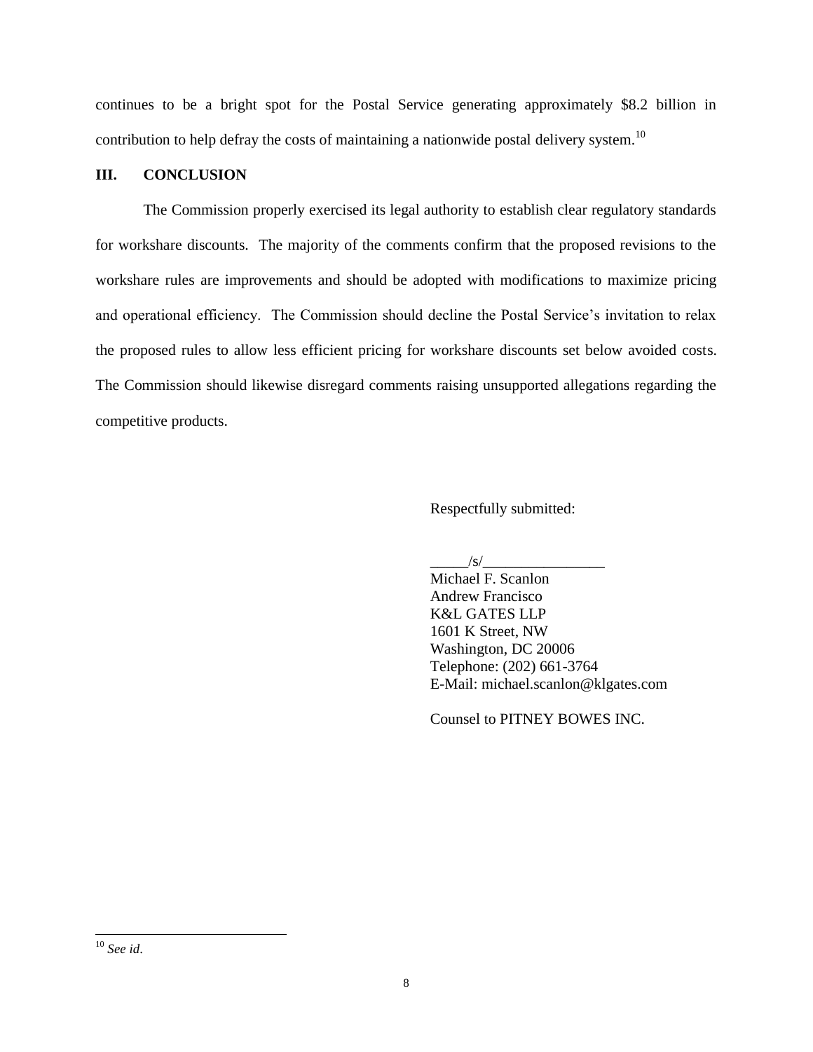continues to be a bright spot for the Postal Service generating approximately $8.2 billion in contribution to help defray the costs of maintaining a nationwide postal delivery system.[10]

## III. CONCLUSION

The Commission properly exercised its legal authority to establish clear regulatory standards for workshare discounts. The majority of the comments confirm that the proposed revisions to the workshare rules are improvements and should be adopted with modifications to maximize pricing and operational efficiency. The Commission should decline the Postal Service's invitation to relax the proposed rules to allow less efficient pricing for workshare discounts set below avoided costs. The Commission should likewise disregard comments raising unsupported allegations regarding the competitive products.

Respectfully submitted:

_____/s/________________
Michael F. Scanlon
Andrew Francisco
K&L GATES LLP
1601 K Street, NW
Washington, DC 20006
Telephone: (202) 661-3764
E-Mail: michael.scanlon@klgates.com

Counsel to PITNEY BOWES INC.

---

[10] *See id*.